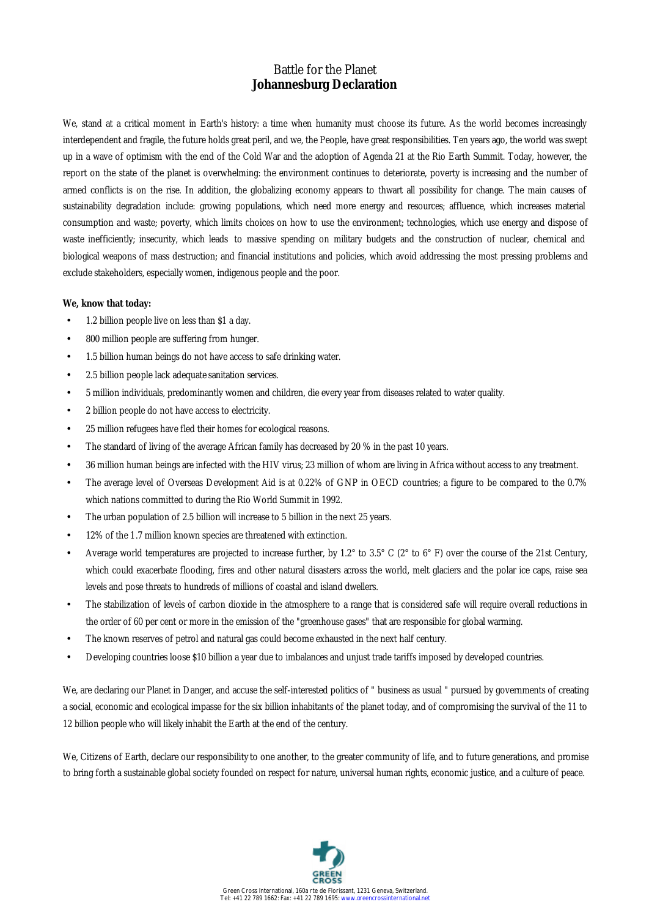# Battle for the Planet
## **Johannesburg Declaration**

We, stand at a critical moment in Earth's history: a time when humanity must choose its future. As the world becomes increasingly interdependent and fragile, the future holds great peril, and we, the People, have great responsibilities. Ten years ago, the world was swept up in a wave of optimism with the end of the Cold War and the adoption of Agenda 21 at the Rio Earth Summit. Today, however, the report on the state of the planet is overwhelming: the environment continues to deteriorate, poverty is increasing and the number of armed conflicts is on the rise. In addition, the globalizing economy appears to thwart all possibility for change. The main causes of sustainability degradation include: growing populations, which need more energy and resources; affluence, which increases material consumption and waste; poverty, which limits choices on how to use the environment; technologies, which use energy and dispose of waste inefficiently; insecurity, which leads to massive spending on military budgets and the construction of nuclear, chemical and biological weapons of mass destruction; and financial institutions and policies, which avoid addressing the most pressing problems and exclude stakeholders, especially women, indigenous people and the poor.

**We, know that today:**

- 1.2 billion people live on less than $1 a day.
- 800 million people are suffering from hunger.
- 1.5 billion human beings do not have access to safe drinking water.
- 2.5 billion people lack adequate sanitation services.
- 5 million individuals, predominantly women and children, die every year from diseases related to water quality.
- 2 billion people do not have access to electricity.
- 25 million refugees have fled their homes for ecological reasons.
- The standard of living of the average African family has decreased by 20 % in the past 10 years.
- 36 million human beings are infected with the HIV virus; 23 million of whom are living in Africa without access to any treatment.
- The average level of Overseas Development Aid is at 0.22% of GNP in OECD countries; a figure to be compared to the 0.7% which nations committed to during the Rio World Summit in 1992.
- The urban population of 2.5 billion will increase to 5 billion in the next 25 years.
- 12% of the 1.7 million known species are threatened with extinction.
- Average world temperatures are projected to increase further, by 1.2° to 3.5° C (2° to 6° F) over the course of the 21st Century, which could exacerbate flooding, fires and other natural disasters across the world, melt glaciers and the polar ice caps, raise sea levels and pose threats to hundreds of millions of coastal and island dwellers.
- The stabilization of levels of carbon dioxide in the atmosphere to a range that is considered safe will require overall reductions in the order of 60 per cent or more in the emission of the "greenhouse gases" that are responsible for global warming.
- The known reserves of petrol and natural gas could become exhausted in the next half century.
- Developing countries loose $10 billion a year due to imbalances and unjust trade tariffs imposed by developed countries.

We, are declaring our Planet in Danger, and accuse the self-interested politics of " business as usual " pursued by governments of creating a social, economic and ecological impasse for the six billion inhabitants of the planet today, and of compromising the survival of the 11 to 12 billion people who will likely inhabit the Earth at the end of the century.

We, Citizens of Earth, declare our responsibility to one another, to the greater community of life, and to future generations, and promise to bring forth a sustainable global society founded on respect for nature, universal human rights, economic justice, and a culture of peace.

GREEN CROSS

Green Cross International, 160a rte de Florissant, 1231 Geneva, Switzerland.
Tel: +41 22 789 1662: Fax: +41 22 789 1695: www.greencrossinternational.net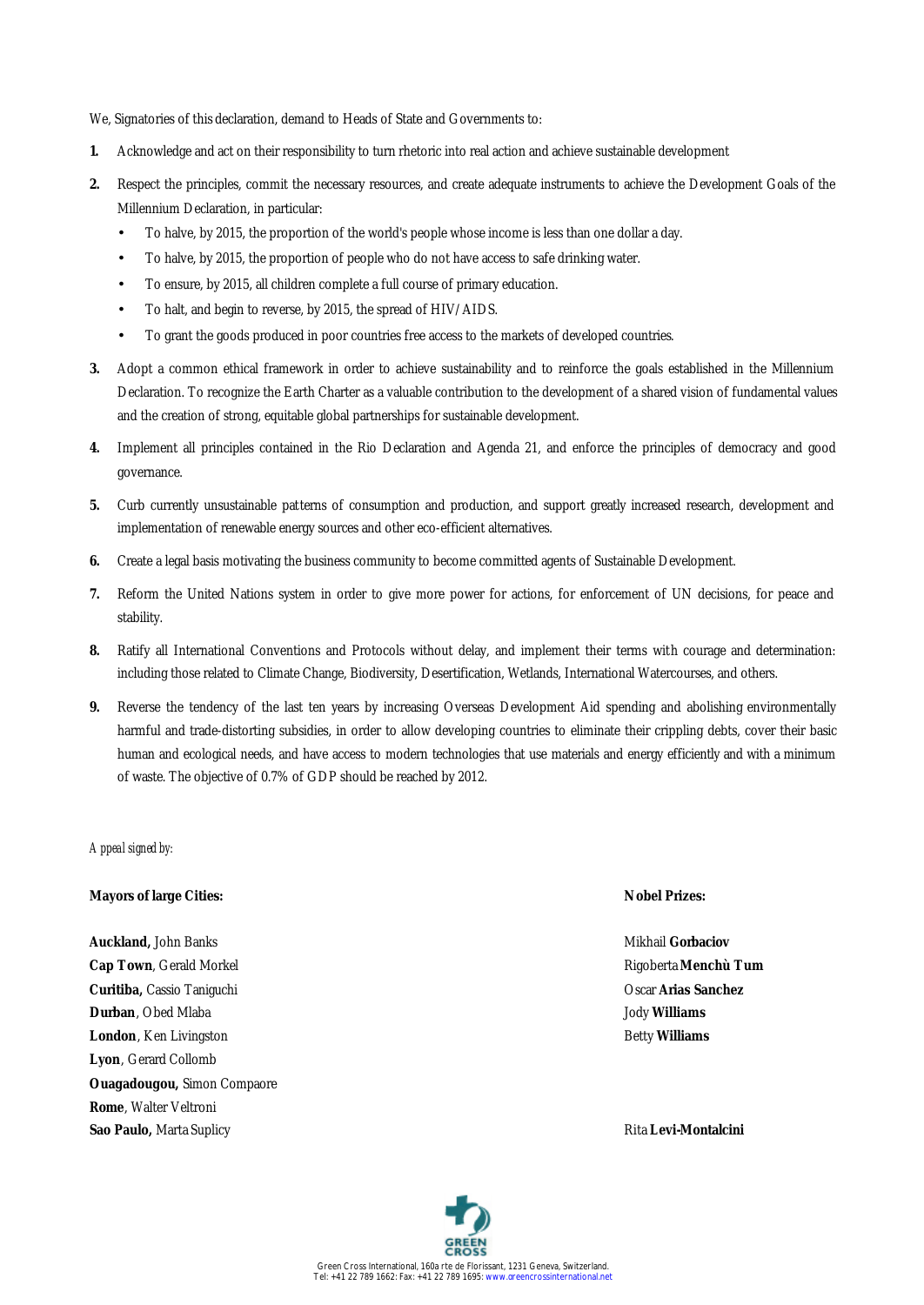We, Signatories of this declaration, demand to Heads of State and Governments to:

1. Acknowledge and act on their responsibility to turn rhetoric into real action and achieve sustainable development
2. Respect the principles, commit the necessary resources, and create adequate instruments to achieve the Development Goals of the Millennium Declaration, in particular:
   - To halve, by 2015, the proportion of the world's people whose income is less than one dollar a day.
   - To halve, by 2015, the proportion of people who do not have access to safe drinking water.
   - To ensure, by 2015, all children complete a full course of primary education.
   - To halt, and begin to reverse, by 2015, the spread of HIV/AIDS.
   - To grant the goods produced in poor countries free access to the markets of developed countries.
3. Adopt a common ethical framework in order to achieve sustainability and to reinforce the goals established in the Millennium Declaration. To recognize the Earth Charter as a valuable contribution to the development of a shared vision of fundamental values and the creation of strong, equitable global partnerships for sustainable development.
4. Implement all principles contained in the Rio Declaration and Agenda 21, and enforce the principles of democracy and good governance.
5. Curb currently unsustainable patterns of consumption and production, and support greatly increased research, development and implementation of renewable energy sources and other eco-efficient alternatives.
6. Create a legal basis motivating the business community to become committed agents of Sustainable Development.
7. Reform the United Nations system in order to give more power for actions, for enforcement of UN decisions, for peace and stability.
8. Ratify all International Conventions and Protocols without delay, and implement their terms with courage and determination: including those related to Climate Change, Biodiversity, Desertification, Wetlands, International Watercourses, and others.
9. Reverse the tendency of the last ten years by increasing Overseas Development Aid spending and abolishing environmentally harmful and trade-distorting subsidies, in order to allow developing countries to eliminate their crippling debts, cover their basic human and ecological needs, and have access to modern technologies that use materials and energy efficiently and with a minimum of waste. The objective of 0.7% of GDP should be reached by 2012.

*Appeal signed by:*

**Mayors of large Cities:**

**Auckland,** John Banks
**Cap Town**, Gerald Morkel
**Curitiba,** Cassio Taniguchi
**Durban**, Obed Mlaba
**London**, Ken Livingston
**Lyon**, Gerard Collomb
**Ouagadougou,** Simon Compaore
**Rome**, Walter Veltroni
**Sao Paulo,** Marta Suplicy

**Nobel Prizes:**

Mikhail **Gorbaciov**
Rigoberta **Menchù Tum**
Oscar **Arias Sanchez**
Jody **Williams**
Betty **Williams**

Rita **Levi-Montalcini**

Green Cross International, 160a rte de Florissant, 1231 Geneva, Switzerland.
Tel: +41 22 789 1662: Fax: +41 22 789 1695: www.greencrossinternational.net